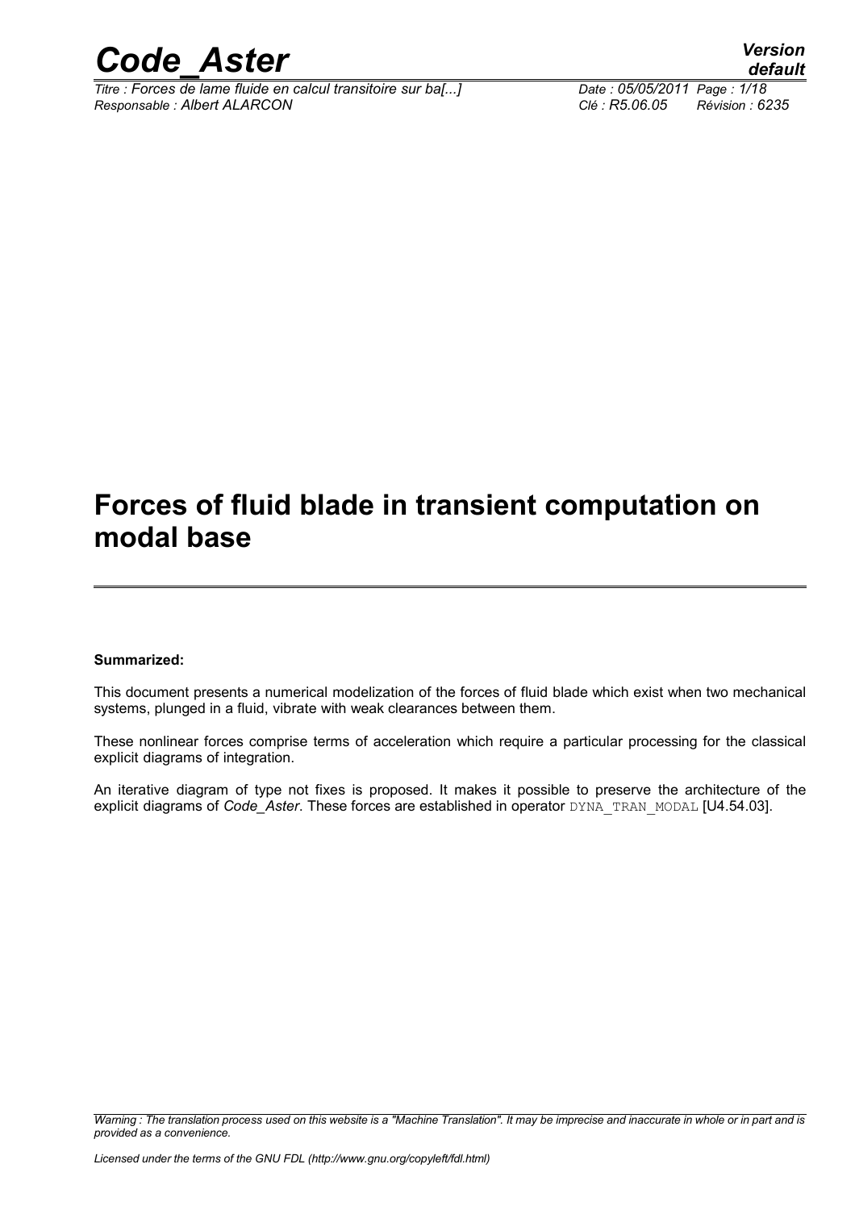# Forces of fluid blade in transient computation on modal base

**Summarized:**

This document presents a numerical modelization of the forces of fluid blade which exist when two mechanical systems, plunged in a fluid, vibrate with weak clearances between them.

These nonlinear forces comprise terms of acceleration which require a particular processing for the classical explicit diagrams of integration.

An iterative diagram of type not fixes is proposed. It makes it possible to preserve the architecture of the explicit diagrams of *Code_Aster*. These forces are established in operator DYNA_TRAN_MODAL [U4.54.03].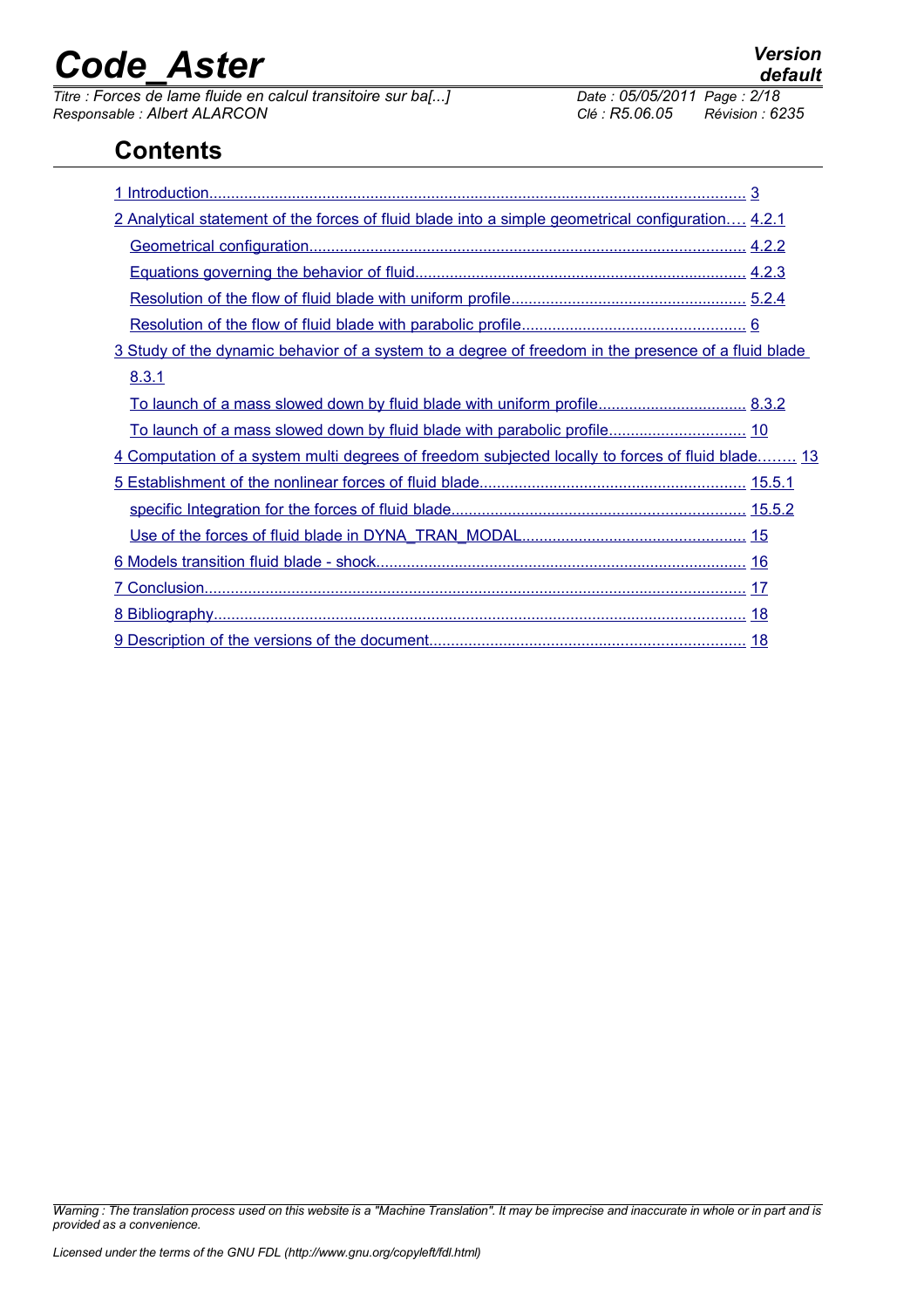## Contents

1 Introduction........................................................................................................................... 3

2 Analytical statement of the forces of fluid blade into a simple geometrical configuration.... 4.2.1

Geometrical configuration.................................................................................................. 4.2.2

Equations governing the behavior of fluid........................................................................... 4.2.3

Resolution of the flow of fluid blade with uniform profile...................................................... 5.2.4

Resolution of the flow of fluid blade with parabolic profile.................................................... 6

3 Study of the dynamic behavior of a system to a degree of freedom in the presence of a fluid blade 8.3.1

To launch of a mass slowed down by fluid blade with uniform profile.................................. 8.3.2

To launch of a mass slowed down by fluid blade with parabolic profile............................... 10

4 Computation of a system multi degrees of freedom subjected locally to forces of fluid blade........ 13

5 Establishment of the nonlinear forces of fluid blade............................................................ 15.5.1

specific Integration for the forces of fluid blade.................................................................. 15.5.2

Use of the forces of fluid blade in DYNA_TRAN_MODAL.................................................... 15

6 Models transition fluid blade - shock.................................................................................... 16

7 Conclusion............................................................................................................................ 17

8 Bibliography.......................................................................................................................... 18

9 Description of the versions of the document........................................................................ 18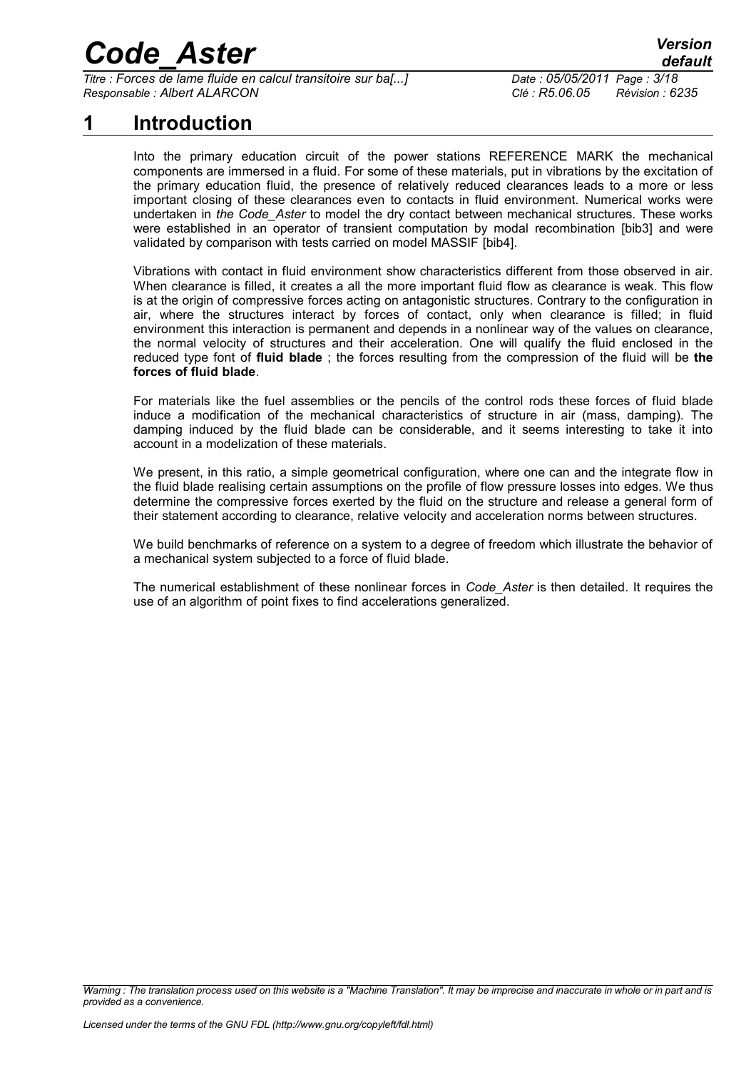# 1 Introduction

Into the primary education circuit of the power stations REFERENCE MARK the mechanical components are immersed in a fluid. For some of these materials, put in vibrations by the excitation of the primary education fluid, the presence of relatively reduced clearances leads to a more or less important closing of these clearances even to contacts in fluid environment. Numerical works were undertaken in *the Code_Aster* to model the dry contact between mechanical structures. These works were established in an operator of transient computation by modal recombination [bib3] and were validated by comparison with tests carried on model MASSIF [bib4].

Vibrations with contact in fluid environment show characteristics different from those observed in air. When clearance is filled, it creates a all the more important fluid flow as clearance is weak. This flow is at the origin of compressive forces acting on antagonistic structures. Contrary to the configuration in air, where the structures interact by forces of contact, only when clearance is filled; in fluid environment this interaction is permanent and depends in a nonlinear way of the values on clearance, the normal velocity of structures and their acceleration. One will qualify the fluid enclosed in the reduced type font of **fluid blade** ; the forces resulting from the compression of the fluid will be **the forces of fluid blade**.

For materials like the fuel assemblies or the pencils of the control rods these forces of fluid blade induce a modification of the mechanical characteristics of structure in air (mass, damping). The damping induced by the fluid blade can be considerable, and it seems interesting to take it into account in a modelization of these materials.

We present, in this ratio, a simple geometrical configuration, where one can and the integrate flow in the fluid blade realising certain assumptions on the profile of flow pressure losses into edges. We thus determine the compressive forces exerted by the fluid on the structure and release a general form of their statement according to clearance, relative velocity and acceleration norms between structures.

We build benchmarks of reference on a system to a degree of freedom which illustrate the behavior of a mechanical system subjected to a force of fluid blade.

The numerical establishment of these nonlinear forces in *Code_Aster* is then detailed. It requires the use of an algorithm of point fixes to find accelerations generalized.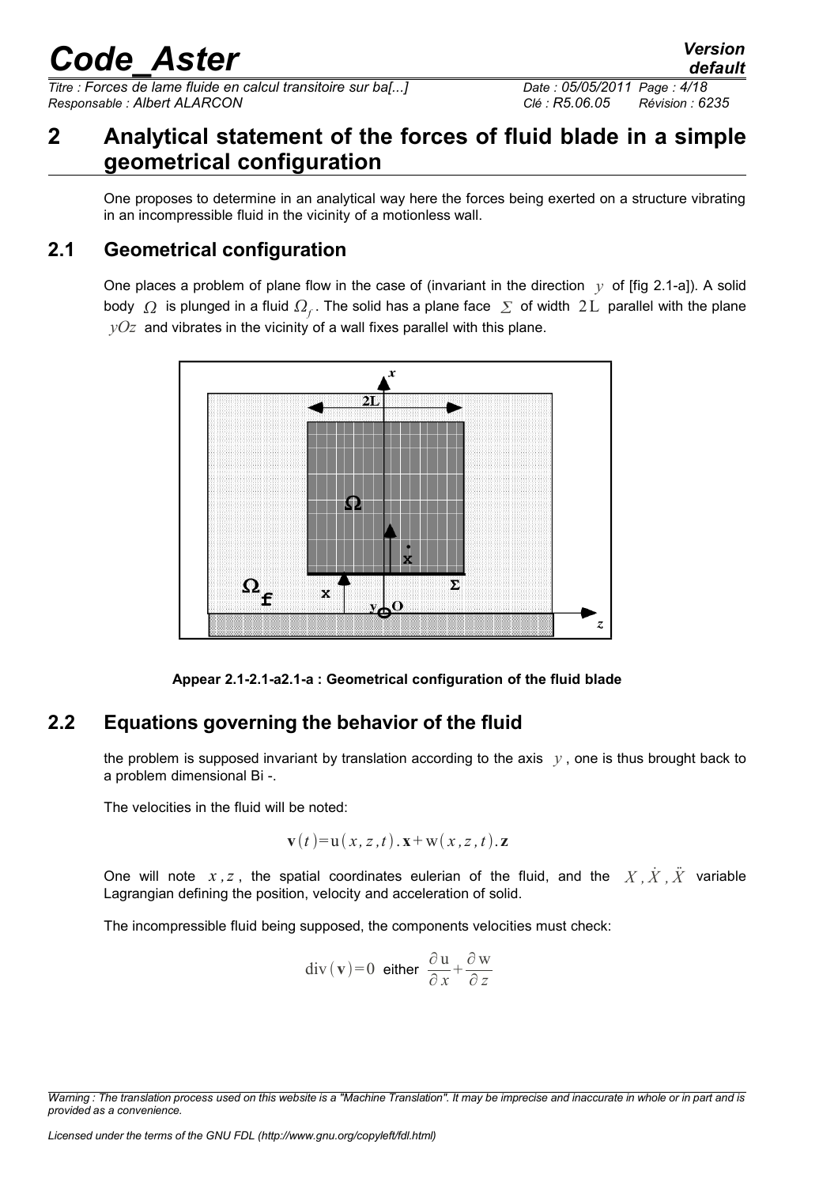# 2 Analytical statement of the forces of fluid blade in a simple geometrical configuration

One proposes to determine in an analytical way here the forces being exerted on a structure vibrating in an incompressible fluid in the vicinity of a motionless wall.

## 2.1 Geometrical configuration

One places a problem of plane flow in the case of (invariant in the direction $y$ of [fig 2.1-a]). A solid body $\Omega$ is plunged in a fluid $\Omega_f$. The solid has a plane face $\Sigma$ of width $2L$ parallel with the plane $yOz$ and vibrates in the vicinity of a wall fixes parallel with this plane.

**Appear 2.1-2.1-a2.1-a : Geometrical configuration of the fluid blade**

## 2.2 Equations governing the behavior of the fluid

the problem is supposed invariant by translation according to the axis $y$, one is thus brought back to a problem dimensional Bi -.

The velocities in the fluid will be noted:

$$\mathbf{v}(t) = \mathrm{u}(x,z,t).\mathbf{x} + \mathrm{w}(x,z,t).\mathbf{z}$$

One will note $x,z$, the spatial coordinates eulerian of the fluid, and the $X, \dot{X}, \ddot{X}$ variable Lagrangian defining the position, velocity and acceleration of solid.

The incompressible fluid being supposed, the components velocities must check:

$$\mathrm{div}(\mathbf{v}) = 0 \text{ either } \frac{\partial \mathrm{u}}{\partial x} + \frac{\partial \mathrm{w}}{\partial z}$$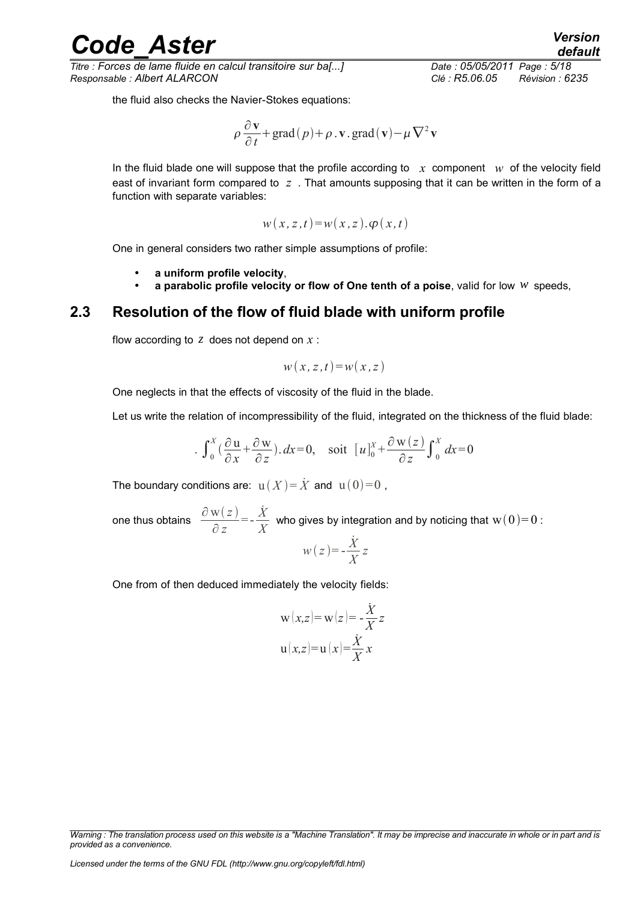the fluid also checks the Navier-Stokes equations:

$$\rho \frac{\partial \mathbf{v}}{\partial t} + \text{grad}(p) + \rho . \mathbf{v} . \text{grad}(\mathbf{v}) - \mu \nabla^2 \mathbf{v}$$

In the fluid blade one will suppose that the profile according to $x$ component $w$ of the velocity field east of invariant form compared to $z$. That amounts supposing that it can be written in the form of a function with separate variables:

$$w(x,z,t) = w(x,z) . \varphi(x,t)$$

One in general considers two rather simple assumptions of profile:

- **a uniform profile velocity**,
- **a parabolic profile velocity or flow of One tenth of a poise**, valid for low $w$ speeds,

## 2.3 Resolution of the flow of fluid blade with uniform profile

flow according to $z$ does not depend on $x$:

$$w(x,z,t) = w(x,z)$$

One neglects in that the effects of viscosity of the fluid in the blade.

Let us write the relation of incompressibility of the fluid, integrated on the thickness of the fluid blade:

$$. \int_0^X \left(\frac{\partial \mathrm{u}}{\partial x} + \frac{\partial \mathrm{w}}{\partial z}\right) . dx = 0, \quad \text{soit} \quad [u]_0^X + \frac{\partial \mathrm{w}(z)}{\partial z} \int_0^X dx = 0$$

The boundary conditions are: $\mathrm{u}(X) = \dot{X}$ and $\mathrm{u}(0) = 0$,

one thus obtains $\frac{\partial \mathrm{w}(z)}{\partial z} = -\frac{\dot{X}}{X}$ who gives by integration and by noticing that $\mathrm{w}(0) = 0$:

$$w(z) = -\frac{\dot{X}}{X} z$$

One from of then deduced immediately the velocity fields:

$$\mathrm{w}(x,z) = \mathrm{w}(z) = -\frac{\dot{X}}{X} z$$

$$\mathrm{u}(x,z) = \mathrm{u}(x) = \frac{\dot{X}}{X} x$$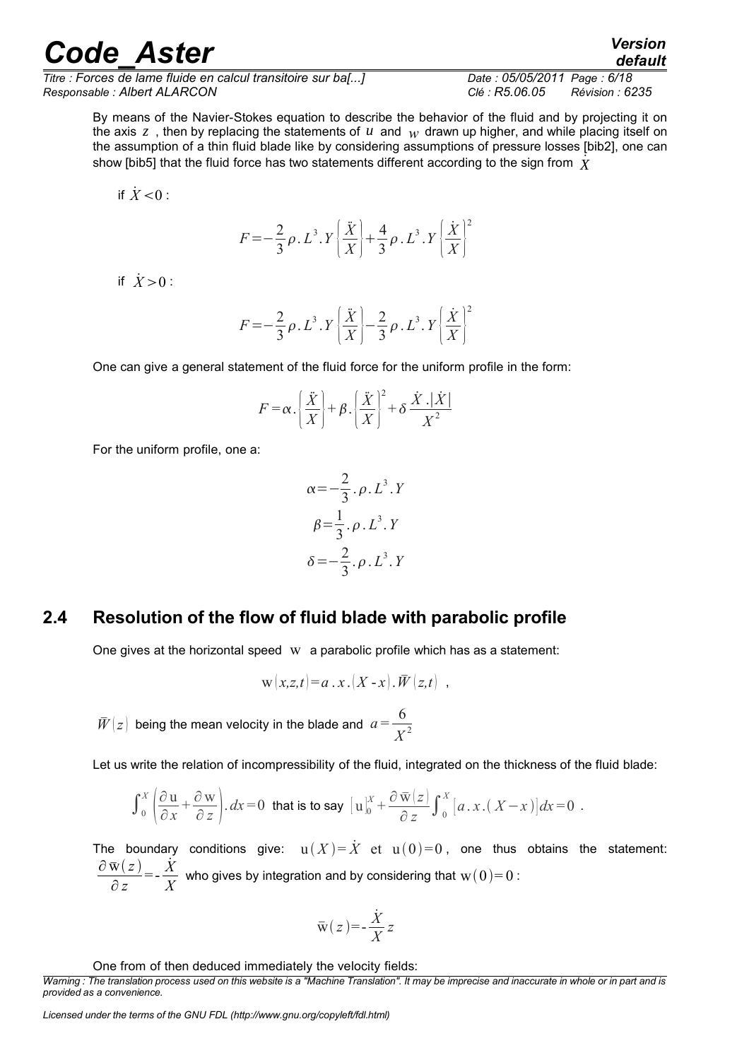By means of the Navier-Stokes equation to describe the behavior of the fluid and by projecting it on the axis $z$ , then by replacing the statements of $u$ and $w$ drawn up higher, and while placing itself on the assumption of a thin fluid blade like by considering assumptions of pressure losses [bib2], one can show [bib5] that the fluid force has two statements different according to the sign from $\dot{X}$

if $\dot{X}<0$ :

$$F=-\frac{2}{3}\rho.L^3.Y\left(\frac{\ddot{X}}{X}\right)+\frac{4}{3}\rho.L^3.Y\left(\frac{\dot{X}}{X}\right)^2$$

if $\dot{X}>0$ :

$$F=-\frac{2}{3}\rho.L^3.Y\left(\frac{\ddot{X}}{X}\right)-\frac{2}{3}\rho.L^3.Y\left(\frac{\dot{X}}{X}\right)^2$$

One can give a general statement of the fluid force for the uniform profile in the form:

$$F=\alpha.\left(\frac{\ddot{X}}{X}\right)+\beta.\left(\frac{\ddot{X}}{X}\right)^2+\delta\frac{\dot{X}.|\dot{X}|}{X^2}$$

For the uniform profile, one a:

$$\alpha=-\frac{2}{3}.\rho.L^3.Y$$

$$\beta=\frac{1}{3}.\rho.L^3.Y$$

$$\delta=-\frac{2}{3}.\rho.L^3.Y$$

## 2.4 Resolution of the flow of fluid blade with parabolic profile

One gives at the horizontal speed $\mathrm{w}$ a parabolic profile which has as a statement:

$$\mathrm{w}(x,z,t)=a.x.(X-x).\bar{W}(z,t) \quad ,$$

$\bar{W}(z)$ being the mean velocity in the blade and $a=\frac{6}{X^2}$

Let us write the relation of incompressibility of the fluid, integrated on the thickness of the fluid blade:

$$\int_0^X\left(\frac{\partial \mathrm{u}}{\partial x}+\frac{\partial \mathrm{w}}{\partial z}\right).dx=0 \text{ that is to say } [\mathrm{u}]_0^X+\frac{\partial \bar{\mathrm{w}}(z)}{\partial z}\int_0^X[a.x.(X-x)]dx=0 \; .$$

The boundary conditions give: $\mathrm{u}(X)=\dot{X}$ et $\mathrm{u}(0)=0$, one thus obtains the statement: $\frac{\partial \bar{\mathrm{w}}(z)}{\partial z}=-\frac{\dot{X}}{X}$ who gives by integration and by considering that $\mathrm{w}(0)=0$ :

$$\bar{\mathrm{w}}(z)=-\frac{\dot{X}}{X}z$$

One from of then deduced immediately the velocity fields: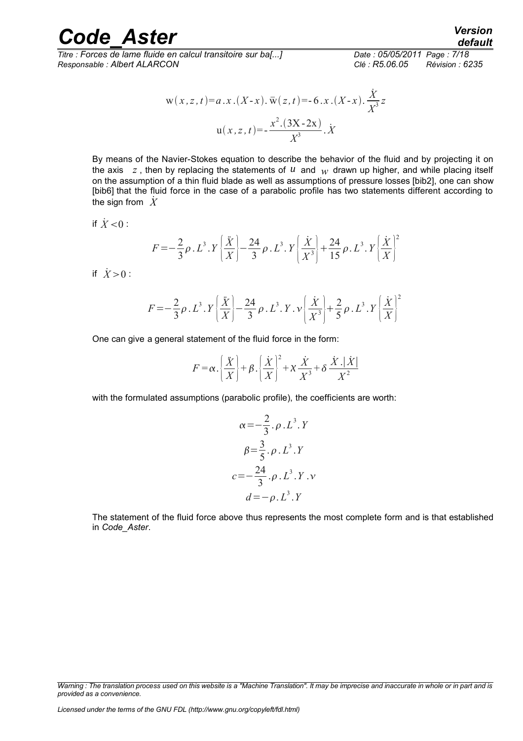$$\mathrm{w}(x,z,t)=a.x.(X\text{-}x).\bar{\mathrm{w}}(z,t)=\text{-}\,6.x.(X\text{-}x).\frac{\dot{X}}{X^3}z$$

$$\mathrm{u}(x,z,t)=\text{-}\,\frac{x^2.(3\mathrm{X}\text{-}2\mathrm{x})}{X^3}.\dot{X}$$

By means of the Navier-Stokes equation to describe the behavior of the fluid and by projecting it on the axis $z$, then by replacing the statements of $u$ and $w$ drawn up higher, and while placing itself on the assumption of a thin fluid blade as well as assumptions of pressure losses [bib2], one can show [bib6] that the fluid force in the case of a parabolic profile has two statements different according to the sign from $\dot{X}$

if $\dot{X}<0$ :

$$F=-\frac{2}{3}\rho.L^3.Y\left(\frac{\ddot{X}}{X}\right)-\frac{24}{3}\rho.L^3.Y\left(\frac{\dot{X}}{X^3}\right)+\frac{24}{15}\rho.L^3.Y\left(\frac{\dot{X}}{X}\right)^2$$

if $\dot{X}>0$ :

$$F=-\frac{2}{3}\rho.L^3.Y\left(\frac{\ddot{X}}{X}\right)-\frac{24}{3}\rho.L^3.Y.\nu\left(\frac{\dot{X}}{X^3}\right)+\frac{2}{5}\rho.L^3.Y\left(\frac{\dot{X}}{X}\right)^2$$

One can give a general statement of the fluid force in the form:

$$F=\alpha.\left(\frac{\ddot{X}}{X}\right)+\beta.\left(\frac{\dot{X}}{X}\right)^2+\chi\frac{\dot{X}}{X^3}+\delta\frac{\dot{X}.|\dot{X}|}{X^2}$$

with the formulated assumptions (parabolic profile), the coefficients are worth:

$$\alpha=-\frac{2}{3}.\rho.L^3.Y$$

$$\beta=\frac{3}{5}.\rho.L^3.Y$$

$$c=-\frac{24}{3}.\rho.L^3.Y.\nu$$

$$d=-\rho.L^3.Y$$

The statement of the fluid force above thus represents the most complete form and is that established in *Code_Aster*.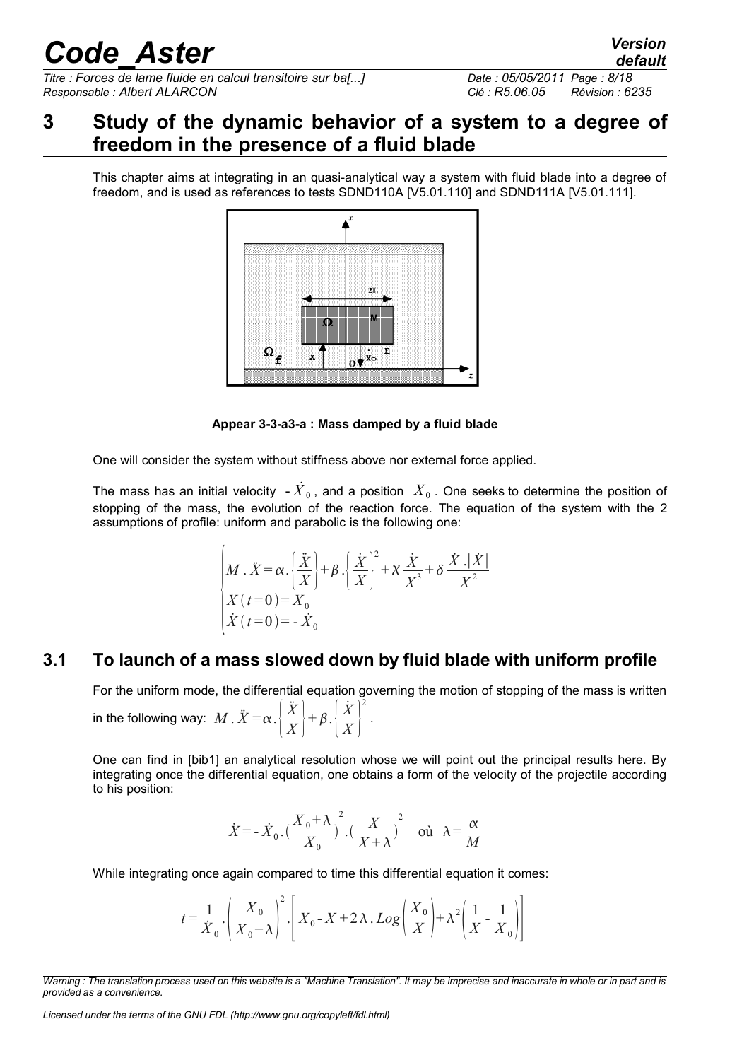# 3 Study of the dynamic behavior of a system to a degree of freedom in the presence of a fluid blade

This chapter aims at integrating in an quasi-analytical way a system with fluid blade into a degree of freedom, and is used as references to tests SDND110A [V5.01.110] and SDND111A [V5.01.111].

**Appear 3-3-a3-a : Mass damped by a fluid blade**

One will consider the system without stiffness above nor external force applied.

The mass has an initial velocity $-\dot{X}_0$, and a position $X_0$. One seeks to determine the position of stopping of the mass, the evolution of the reaction force. The equation of the system with the 2 assumptions of profile: uniform and parabolic is the following one:

$$\begin{cases} M\,.\,\ddot{X} = \alpha.\left(\dfrac{\ddot{X}}{X}\right) + \beta.\left(\dfrac{\dot{X}}{X}\right)^2 + \chi\dfrac{\dot{X}}{X^3} + \delta\dfrac{\dot{X}.|\dot{X}|}{X^2} \\ X(t=0) = X_0 \\ \dot{X}(t=0) = -\dot{X}_0 \end{cases}$$

## 3.1 To launch of a mass slowed down by fluid blade with uniform profile

For the uniform mode, the differential equation governing the motion of stopping of the mass is written in the following way: $M\,.\,\ddot{X} = \alpha.\left(\dfrac{\ddot{X}}{X}\right) + \beta.\left(\dfrac{\dot{X}}{X}\right)^2$.

One can find in [bib1] an analytical resolution whose we will point out the principal results here. By integrating once the differential equation, one obtains a form of the velocity of the projectile according to his position:

$$\dot{X} = -\dot{X}_0.\left(\frac{X_0+\lambda}{X_0}\right)^2.\left(\frac{X}{X+\lambda}\right)^2 \quad \text{où} \quad \lambda = \frac{\alpha}{M}$$

While integrating once again compared to time this differential equation it comes:

$$t = \frac{1}{\dot{X}_0}.\left(\frac{X_0}{X_0+\lambda}\right)^2.\left[X_0 - X + 2\lambda.Log\left(\frac{X_0}{X}\right) + \lambda^2\left(\frac{1}{X} - \frac{1}{X_0}\right)\right]$$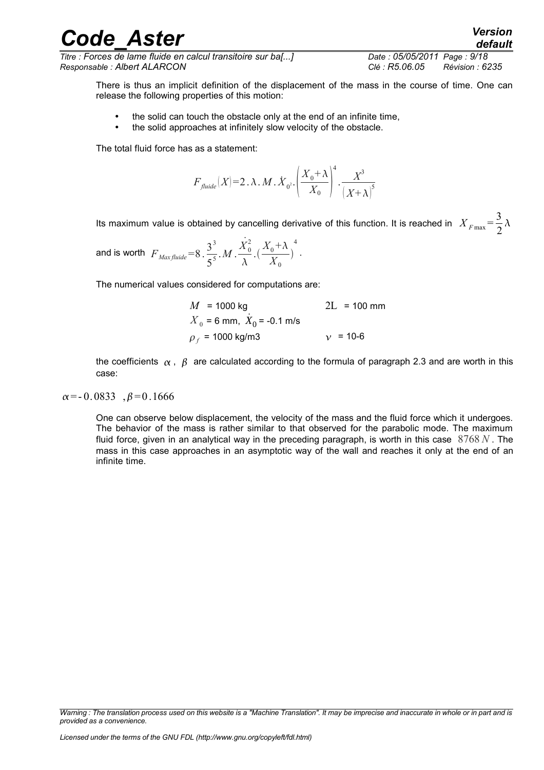There is thus an implicit definition of the displacement of the mass in the course of time. One can release the following properties of this motion:

- the solid can touch the obstacle only at the end of an infinite time,
- the solid approaches at infinitely slow velocity of the obstacle.

The total fluid force has as a statement:

$$F_{fluide}(X)=2.\lambda.M.\dot{X}_{0^2}.\left(\frac{X_0+\lambda}{X_0}\right)^4.\frac{X^3}{(X+\lambda)^5}$$

Its maximum value is obtained by cancelling derivative of this function. It is reached in $X_{F\max}=\frac{3}{2}\lambda$ and is worth $F_{Max\,fluide}=8.\frac{3^3}{5^5}.M.\frac{\dot{X}_0^2}{\lambda}.(\frac{X_0+\lambda}{X_0})^4$.

The numerical values considered for computations are:

$M$ = 1000 kg $\qquad$ $2L$ = 100 mm

$X_0$ = 6 mm, $\dot{X}_0$ = -0.1 m/s

$\rho_f$ = 1000 kg/m3 $\qquad$ $\nu$ = 10-6

the coefficients $\alpha$, $\beta$ are calculated according to the formula of paragraph 2.3 and are worth in this case:

$\alpha$=-0.0833 , $\beta$=0.1666

One can observe below displacement, the velocity of the mass and the fluid force which it undergoes. The behavior of the mass is rather similar to that observed for the parabolic mode. The maximum fluid force, given in an analytical way in the preceding paragraph, is worth in this case $8768\,N$. The mass in this case approaches in an asymptotic way of the wall and reaches it only at the end of an infinite time.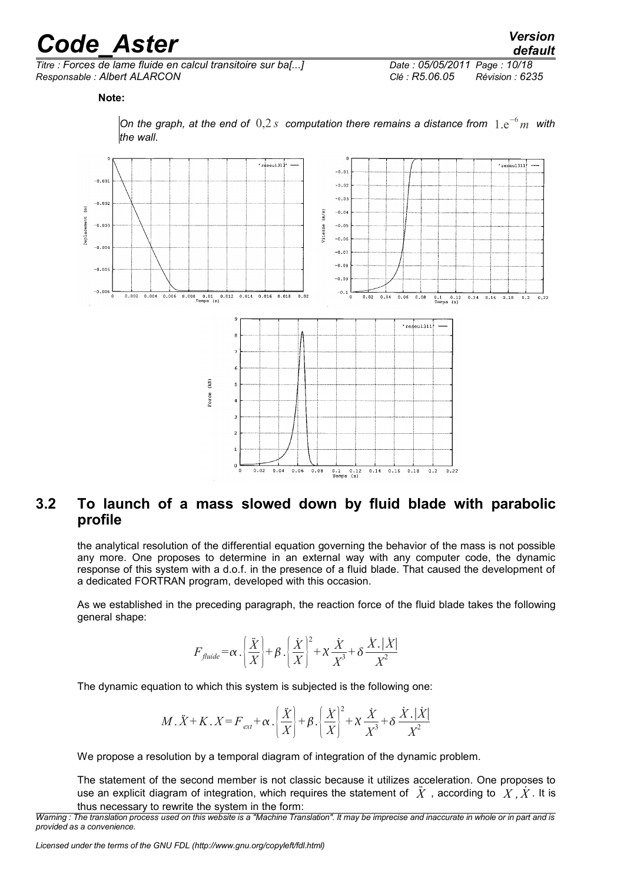**Note:**

On the graph, at the end of $0,2\,s$ computation there remains a distance from $1.e^{-6}\,m$ with the wall.

## 3.2 To launch of a mass slowed down by fluid blade with parabolic profile

the analytical resolution of the differential equation governing the behavior of the mass is not possible any more. One proposes to determine in an external way with any computer code, the dynamic response of this system with a d.o.f. in the presence of a fluid blade. That caused the development of a dedicated FORTRAN program, developed with this occasion.

As we established in the preceding paragraph, the reaction force of the fluid blade takes the following general shape:

$$F_{fluide}=\alpha.\left(\frac{\ddot{X}}{X}\right)+\beta.\left(\frac{\dot{X}}{X}\right)^2+\chi\frac{\dot{X}}{X^3}+\delta\frac{\dot{X}.|\dot{X}|}{X^2}$$

The dynamic equation to which this system is subjected is the following one:

$$M.\ddot{X}+K.X=F_{ext}+\alpha.\left(\frac{\ddot{X}}{X}\right)+\beta.\left(\frac{\dot{X}}{X}\right)^2+\chi\frac{\dot{X}}{X^3}+\delta\frac{\dot{X}.|\dot{X}|}{X^2}$$

We propose a resolution by a temporal diagram of integration of the dynamic problem.

The statement of the second member is not classic because it utilizes acceleration. One proposes to use an explicit diagram of integration, which requires the statement of $\ddot{X}$, according to $X,\dot{X}$. It is thus necessary to rewrite the system in the form: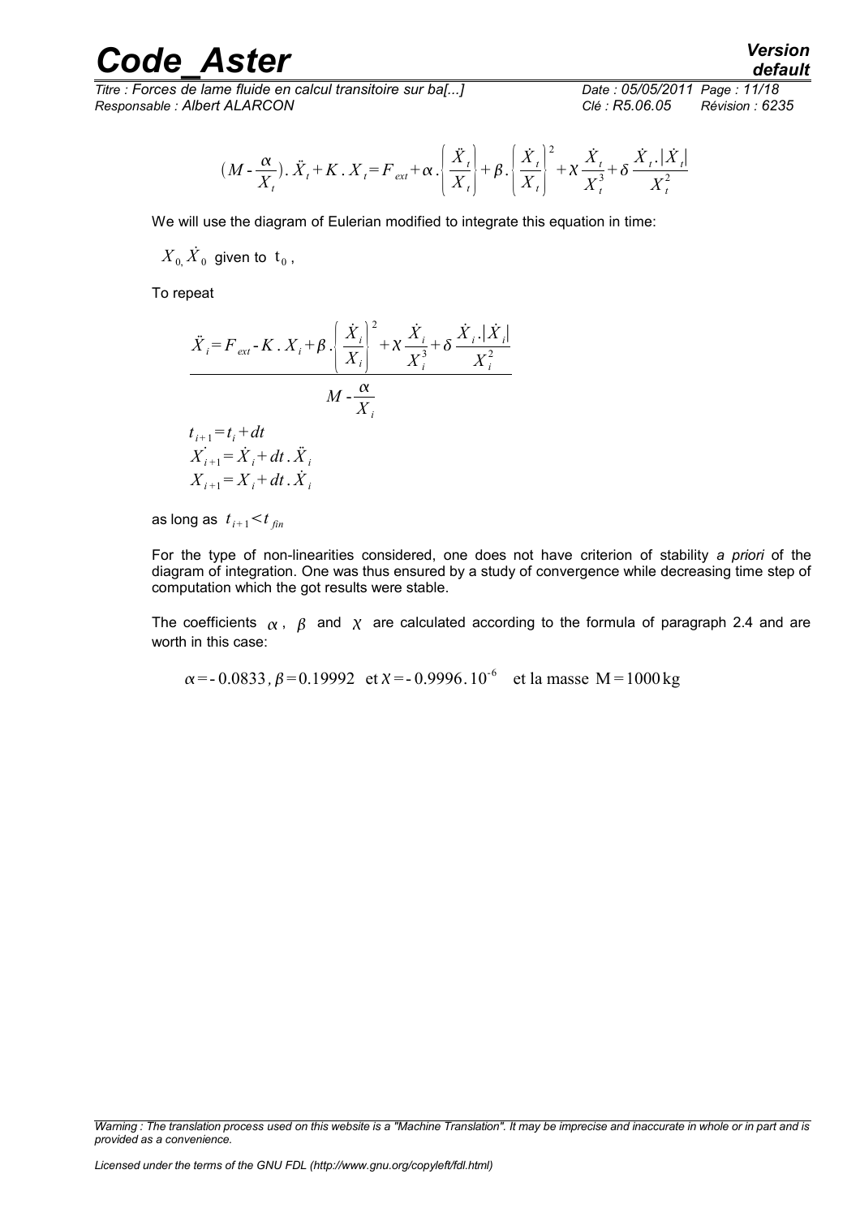$$(M - \frac{\alpha}{X_t}).\ddot{X}_t + K.X_t = F_{ext} + \alpha.\left(\frac{\ddot{X}_t}{X_t}\right) + \beta.\left(\frac{\dot{X}_t}{X_t}\right)^2 + \chi\frac{\dot{X}_t}{X_t^3} + \delta\frac{\dot{X}_t.|\dot{X}_t|}{X_t^2}$$

We will use the diagram of Eulerian modified to integrate this equation in time:

$X_{0,}\dot{X}_0$ given to $t_0$,

To repeat

$$\ddot{X}_i = \frac{F_{ext} - K.X_i + \beta.\left(\frac{\dot{X}_i}{X_i}\right)^2 + \chi\frac{\dot{X}_i}{X_i^3} + \delta\frac{\dot{X}_i.|\dot{X}_i|}{X_i^2}}{M - \frac{\alpha}{X_i}}$$

$$t_{i+1} = t_i + dt$$
$$\dot{X}_{i+1} = \dot{X}_i + dt.\ddot{X}_i$$
$$X_{i+1} = X_i + dt.\dot{X}_i$$

as long as $t_{i+1} < t_{fin}$

For the type of non-linearities considered, one does not have criterion of stability *a priori* of the diagram of integration. One was thus ensured by a study of convergence while decreasing time step of computation which the got results were stable.

The coefficients $\alpha$, $\beta$ and $\chi$ are calculated according to the formula of paragraph 2.4 and are worth in this case:

$$\alpha = -0.0833, \beta = 0.19992 \text{ et } \chi = -0.9996.10^{-6} \text{ et la masse } M = 1000\,\text{kg}$$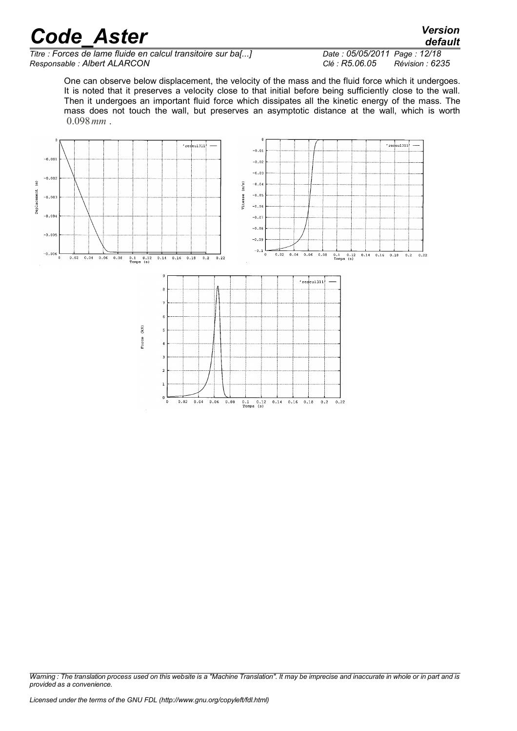One can observe below displacement, the velocity of the mass and the fluid force which it undergoes. It is noted that it preserves a velocity close to that initial before being sufficiently close to the wall. Then it undergoes an important fluid force which dissipates all the kinetic energy of the mass. The mass does not touch the wall, but preserves an asymptotic distance at the wall, which is worth $0.098\,mm$ .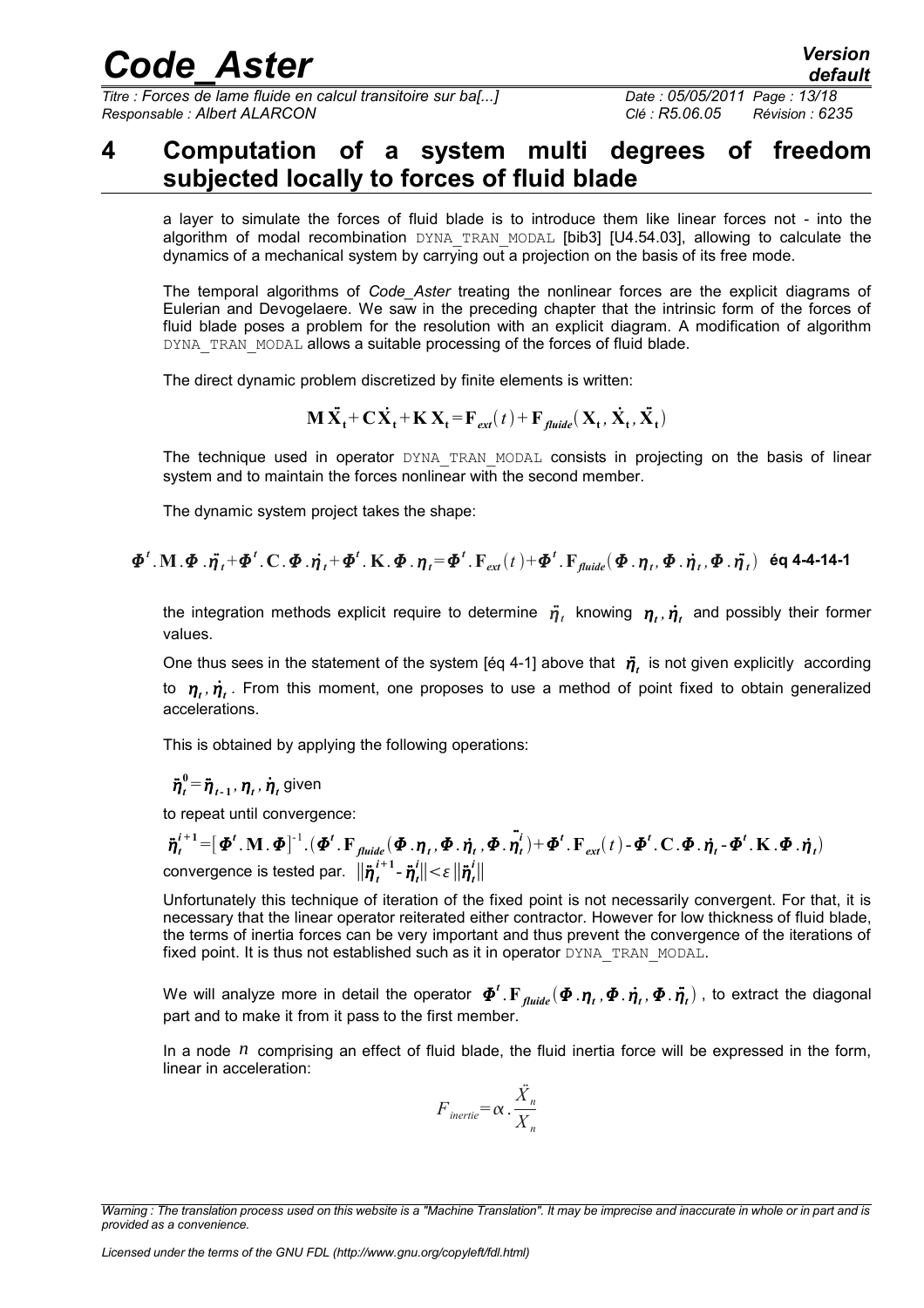# 4 Computation of a system multi degrees of freedom subjected locally to forces of fluid blade

a layer to simulate the forces of fluid blade is to introduce them like linear forces not - into the algorithm of modal recombination DYNA_TRAN_MODAL [bib3] [U4.54.03], allowing to calculate the dynamics of a mechanical system by carrying out a projection on the basis of its free mode.

The temporal algorithms of *Code_Aster* treating the nonlinear forces are the explicit diagrams of Eulerian and Devogelaere. We saw in the preceding chapter that the intrinsic form of the forces of fluid blade poses a problem for the resolution with an explicit diagram. A modification of algorithm DYNA_TRAN_MODAL allows a suitable processing of the forces of fluid blade.

The direct dynamic problem discretized by finite elements is written:

$$\mathbf{M}\,\ddot{\mathbf{X}}_{\mathbf{t}}+\mathbf{C}\,\dot{\mathbf{X}}_{\mathbf{t}}+\mathbf{K}\,\mathbf{X}_{\mathbf{t}}=\mathbf{F}_{ext}(t)+\mathbf{F}_{fluide}(\mathbf{X}_{\mathbf{t}},\dot{\mathbf{X}}_{\mathbf{t}},\ddot{\mathbf{X}}_{\mathbf{t}})$$

The technique used in operator DYNA_TRAN_MODAL consists in projecting on the basis of linear system and to maintain the forces nonlinear with the second member.

The dynamic system project takes the shape:

$$\boldsymbol{\Phi}^t.\mathbf{M}.\boldsymbol{\Phi}.\ddot{\boldsymbol{\eta}}_t+\boldsymbol{\Phi}^t.\mathbf{C}.\boldsymbol{\Phi}.\dot{\boldsymbol{\eta}}_t+\boldsymbol{\Phi}^t.\mathbf{K}.\boldsymbol{\Phi}.\boldsymbol{\eta}_t=\boldsymbol{\Phi}^t.\mathbf{F}_{ext}(t)+\boldsymbol{\Phi}^t.\mathbf{F}_{fluide}(\boldsymbol{\Phi}.\boldsymbol{\eta}_t,\boldsymbol{\Phi}.\dot{\boldsymbol{\eta}}_t,\boldsymbol{\Phi}.\ddot{\boldsymbol{\eta}}_t) \quad \textbf{éq 4-4-14-1}$$

the integration methods explicit require to determine $\ddot{\eta}_t$ knowing $\eta_t, \dot{\eta}_t$ and possibly their former values.

One thus sees in the statement of the system [éq 4-1] above that $\ddot{\eta}_t$ is not given explicitly according to $\eta_t, \dot{\eta}_t$. From this moment, one proposes to use a method of point fixed to obtain generalized accelerations.

This is obtained by applying the following operations:

$\ddot{\boldsymbol{\eta}}_t^0=\ddot{\boldsymbol{\eta}}_{t-1}, \boldsymbol{\eta}_t, \dot{\boldsymbol{\eta}}_t$ given

to repeat until convergence:

$\ddot{\boldsymbol{\eta}}_t^{i+1}=[\boldsymbol{\Phi}^t.\mathbf{M}.\boldsymbol{\Phi}]^{-1}.(\boldsymbol{\Phi}^t.\mathbf{F}_{fluide}(\boldsymbol{\Phi}.\boldsymbol{\eta}_t,\boldsymbol{\Phi}.\dot{\boldsymbol{\eta}}_t,\boldsymbol{\Phi}.\ddot{\boldsymbol{\eta}}_t^i)+\boldsymbol{\Phi}^t.\mathbf{F}_{ext}(t)-\boldsymbol{\Phi}^t.\mathbf{C}.\boldsymbol{\Phi}.\dot{\boldsymbol{\eta}}_t-\boldsymbol{\Phi}^t.\mathbf{K}.\boldsymbol{\Phi}.\dot{\boldsymbol{\eta}}_t)$

convergence is tested par. $\|\ddot{\boldsymbol{\eta}}_t^{i+1}-\ddot{\boldsymbol{\eta}}_t^i\|<\varepsilon\|\ddot{\boldsymbol{\eta}}_t^i\|$

Unfortunately this technique of iteration of the fixed point is not necessarily convergent. For that, it is necessary that the linear operator reiterated either contractor. However for low thickness of fluid blade, the terms of inertia forces can be very important and thus prevent the convergence of the iterations of fixed point. It is thus not established such as it in operator DYNA_TRAN_MODAL.

We will analyze more in detail the operator $\boldsymbol{\Phi}^t.\mathbf{F}_{fluide}(\boldsymbol{\Phi}.\boldsymbol{\eta}_t,\boldsymbol{\Phi}.\dot{\boldsymbol{\eta}}_t,\boldsymbol{\Phi}.\ddot{\boldsymbol{\eta}}_t)$, to extract the diagonal part and to make it from it pass to the first member.

In a node $n$ comprising an effect of fluid blade, the fluid inertia force will be expressed in the form, linear in acceleration:

$$F_{inertie}=\alpha.\frac{\ddot{X}_n}{X_n}$$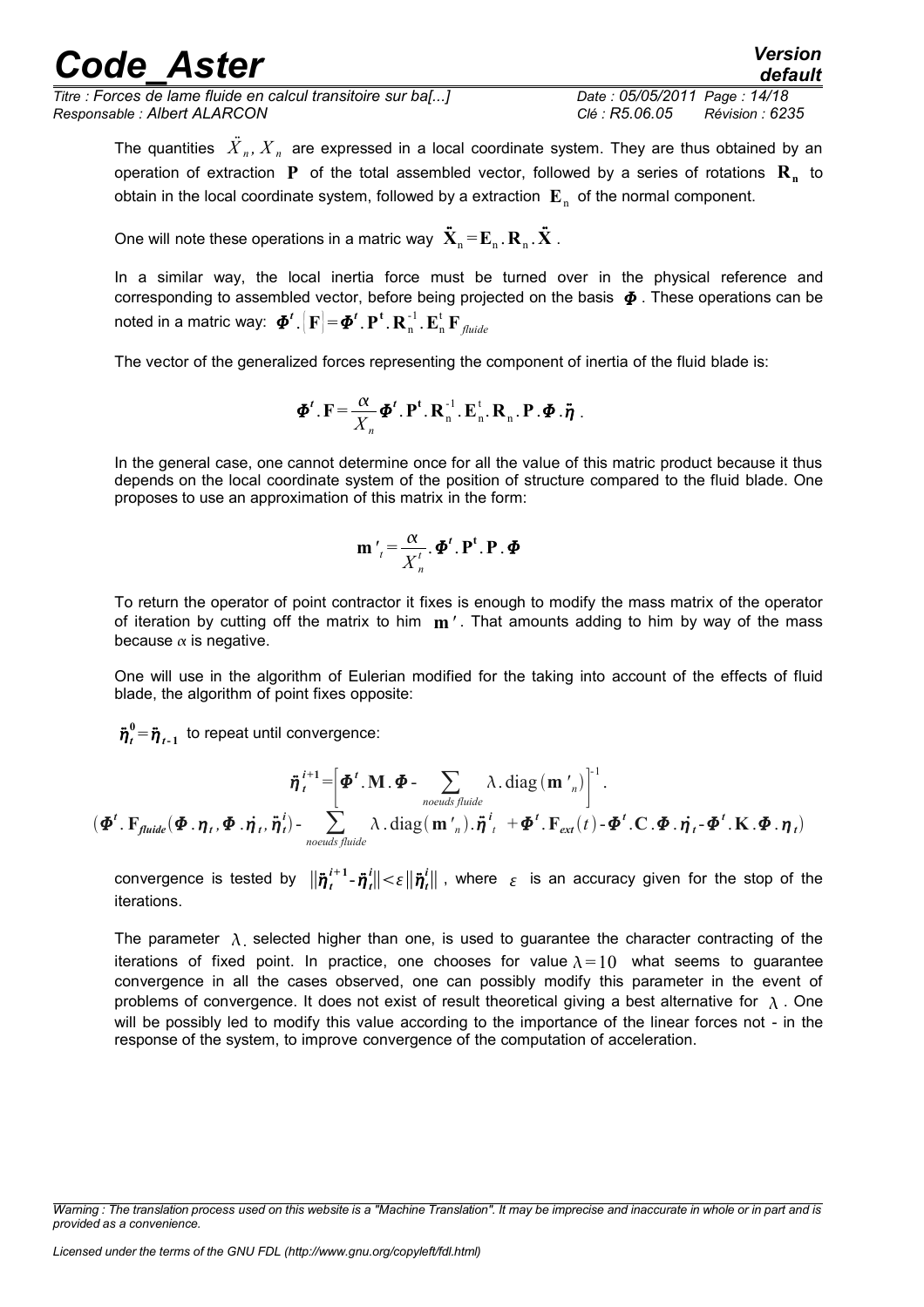The quantities $\ddot{X}_n, X_n$ are expressed in a local coordinate system. They are thus obtained by an operation of extraction $\mathbf{P}$ of the total assembled vector, followed by a series of rotations $\mathbf{R_n}$ to obtain in the local coordinate system, followed by a extraction $\mathbf{E}_n$ of the normal component.

One will note these operations in a matric way $\ddot{\mathbf{X}}_n = \mathbf{E}_n . \mathbf{R}_n . \ddot{\mathbf{X}}$ .

In a similar way, the local inertia force must be turned over in the physical reference and corresponding to assembled vector, before being projected on the basis $\boldsymbol{\Phi}$ . These operations can be noted in a matric way: $\boldsymbol{\Phi}^t . \left[\mathbf{F}\right] = \boldsymbol{\Phi}^t . \mathbf{P}^t . \mathbf{R}_n^{-1} . \mathbf{E}_n^t \mathbf{F}_{fluide}$

The vector of the generalized forces representing the component of inertia of the fluid blade is:

$$\boldsymbol{\Phi}^t . \mathbf{F} = \frac{\alpha}{X_n} \boldsymbol{\Phi}^t . \mathbf{P}^t . \mathbf{R}_n^{-1} . \mathbf{E}_n^t . \mathbf{R}_n . \mathbf{P} . \boldsymbol{\Phi} . \ddot{\boldsymbol{\eta}} .$$

In the general case, one cannot determine once for all the value of this matric product because it thus depends on the local coordinate system of the position of structure compared to the fluid blade. One proposes to use an approximation of this matrix in the form:

$$\mathbf{m}'_t = \frac{\alpha}{X_n^t} . \boldsymbol{\Phi}^t . \mathbf{P}^t . \mathbf{P} . \boldsymbol{\Phi}$$

To return the operator of point contractor it fixes is enough to modify the mass matrix of the operator of iteration by cutting off the matrix to him $\mathbf{m}'$ . That amounts adding to him by way of the mass because $\alpha$ is negative.

One will use in the algorithm of Eulerian modified for the taking into account of the effects of fluid blade, the algorithm of point fixes opposite:

$\ddot{\boldsymbol{\eta}}_t^0 = \ddot{\boldsymbol{\eta}}_{t-1}$ to repeat until convergence:

$$\ddot{\boldsymbol{\eta}}_t^{i+1} = \left[\boldsymbol{\Phi}^t . \mathbf{M} . \boldsymbol{\Phi} - \sum_{noeuds\ fluide} \lambda . \operatorname{diag}(\mathbf{m}'_n)\right]^{-1} .$$
$$\left(\boldsymbol{\Phi}^t . \mathbf{F}_{fluide}(\boldsymbol{\Phi} . \boldsymbol{\eta}_t , \boldsymbol{\Phi} . \dot{\boldsymbol{\eta}}_t , \ddot{\boldsymbol{\eta}}_t^i) - \sum_{noeuds\ fluide} \lambda . \operatorname{diag}(\mathbf{m}'_n) . \ddot{\boldsymbol{\eta}}_t^i + \boldsymbol{\Phi}^t . \mathbf{F}_{ext}(t) - \boldsymbol{\Phi}^t . \mathbf{C} . \boldsymbol{\Phi} . \dot{\boldsymbol{\eta}}_t - \boldsymbol{\Phi}^t . \mathbf{K} . \boldsymbol{\Phi} . \boldsymbol{\eta}_t\right)$$

convergence is tested by $\|\ddot{\boldsymbol{\eta}}_t^{i+1} - \ddot{\boldsymbol{\eta}}_t^i\| < \varepsilon \|\ddot{\boldsymbol{\eta}}_t^i\|$ , where $\varepsilon$ is an accuracy given for the stop of the iterations.

The parameter $\lambda$ selected higher than one, is used to guarantee the character contracting of the iterations of fixed point. In practice, one chooses for value $\lambda = 10$ what seems to guarantee convergence in all the cases observed, one can possibly modify this parameter in the event of problems of convergence. It does not exist of result theoretical giving a best alternative for $\lambda$ . One will be possibly led to modify this value according to the importance of the linear forces not - in the response of the system, to improve convergence of the computation of acceleration.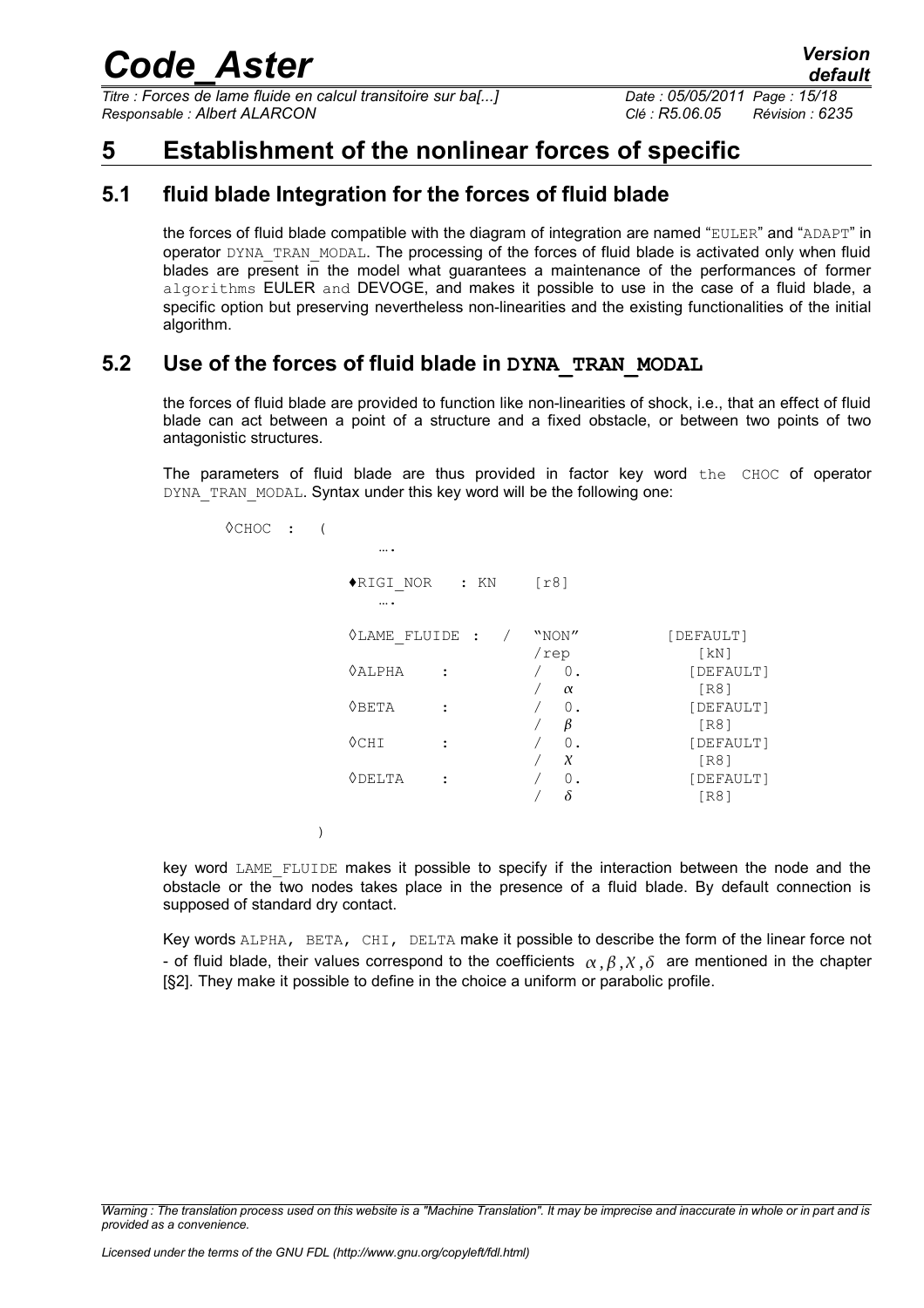# 5 Establishment of the nonlinear forces of specific

## 5.1 fluid blade Integration for the forces of fluid blade

the forces of fluid blade compatible with the diagram of integration are named "EULER" and "ADAPT" in operator DYNA_TRAN_MODAL. The processing of the forces of fluid blade is activated only when fluid blades are present in the model what guarantees a maintenance of the performances of former algorithms EULER and DEVOGE, and makes it possible to use in the case of a fluid blade, a specific option but preserving nevertheless non-linearities and the existing functionalities of the initial algorithm.

## 5.2 Use of the forces of fluid blade in DYNA_TRAN_MODAL

the forces of fluid blade are provided to function like non-linearities of shock, i.e., that an effect of fluid blade can act between a point of a structure and a fixed obstacle, or between two points of two antagonistic structures.

The parameters of fluid blade are thus provided in factor key word the CHOC of operator DYNA_TRAN_MODAL. Syntax under this key word will be the following one:

```
◊CHOC  :  (
              ….

              ♦RIGI_NOR    : KN      [r8]
                 ….

              ◊LAME_FLUIDE :  /    "NON"          [DEFAULT]
                                   /rep              [kN]
              ◊ALPHA      :        /  0.            [DEFAULT]
                                   /  α              [R8]
              ◊BETA       :        /  0.            [DEFAULT]
                                   /  β              [R8]
              ◊CHI        :        /  0.            [DEFAULT]
                                   /  χ              [R8]
              ◊DELTA      :        /  0.            [DEFAULT]
                                   /  δ              [R8]

          )
```

key word LAME_FLUIDE makes it possible to specify if the interaction between the node and the obstacle or the two nodes takes place in the presence of a fluid blade. By default connection is supposed of standard dry contact.

Key words ALPHA, BETA, CHI, DELTA make it possible to describe the form of the linear force not - of fluid blade, their values correspond to the coefficients $\alpha, \beta, \chi, \delta$ are mentioned in the chapter [§2]. They make it possible to define in the choice a uniform or parabolic profile.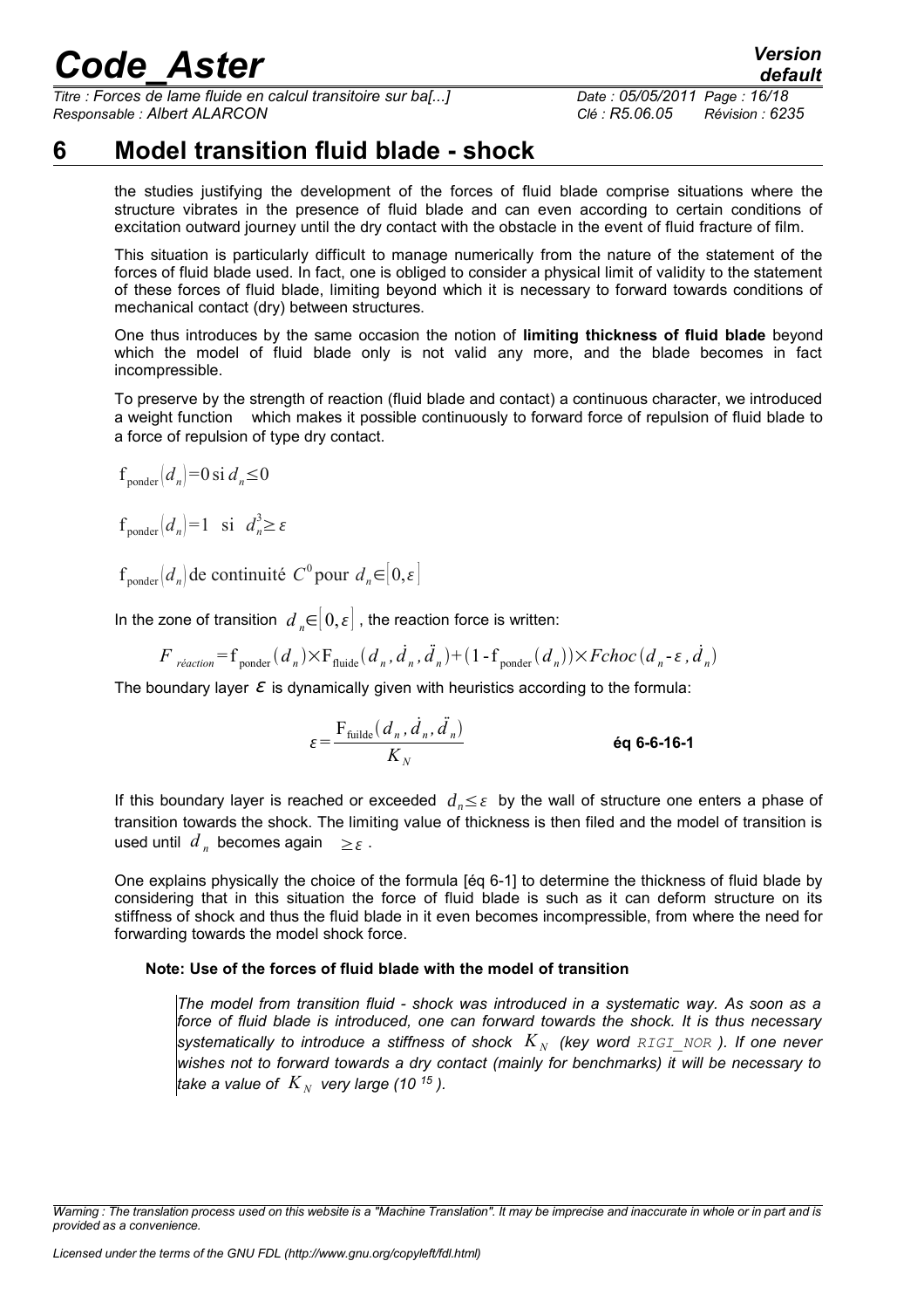# 6 Model transition fluid blade - shock

the studies justifying the development of the forces of fluid blade comprise situations where the structure vibrates in the presence of fluid blade and can even according to certain conditions of excitation outward journey until the dry contact with the obstacle in the event of fluid fracture of film.

This situation is particularly difficult to manage numerically from the nature of the statement of the forces of fluid blade used. In fact, one is obliged to consider a physical limit of validity to the statement of these forces of fluid blade, limiting beyond which it is necessary to forward towards conditions of mechanical contact (dry) between structures.

One thus introduces by the same occasion the notion of **limiting thickness of fluid blade** beyond which the model of fluid blade only is not valid any more, and the blade becomes in fact incompressible.

To preserve by the strength of reaction (fluid blade and contact) a continuous character, we introduced a weight function which makes it possible continuously to forward force of repulsion of fluid blade to a force of repulsion of type dry contact.

$$\mathrm{f}_{\mathrm{ponder}}(d_n)=0 \text{ si } d_n \leq 0$$

$$\mathrm{f}_{\mathrm{ponder}}(d_n)=1 \quad \text{si} \quad d_n^3 \geq \varepsilon$$

$$\mathrm{f}_{\mathrm{ponder}}(d_n) \text{ de continuité } C^0 \text{ pour } d_n \in [0, \varepsilon]$$

In the zone of transition $d_n \in [0, \varepsilon]$, the reaction force is written:

$$F_{\text{réaction}} = \mathrm{f}_{\mathrm{ponder}}(d_n) \times \mathrm{F}_{\mathrm{fluide}}(d_n, \dot{d}_n, \ddot{d}_n) + (1 - \mathrm{f}_{\mathrm{ponder}}(d_n)) \times Fchoc(d_n - \varepsilon, \dot{d}_n)$$

The boundary layer $\varepsilon$ is dynamically given with heuristics according to the formula:

$$\varepsilon = \frac{\mathrm{F}_{\mathrm{fuilde}}(d_n, \dot{d}_n, \ddot{d}_n)}{K_N} \qquad \textbf{éq 6-6-16-1}$$

If this boundary layer is reached or exceeded $d_n \leq \varepsilon$ by the wall of structure one enters a phase of transition towards the shock. The limiting value of thickness is then filed and the model of transition is used until $d_n$ becomes again $\geq \varepsilon$.

One explains physically the choice of the formula [éq 6-1] to determine the thickness of fluid blade by considering that in this situation the force of fluid blade is such as it can deform structure on its stiffness of shock and thus the fluid blade in it even becomes incompressible, from where the need for forwarding towards the model shock force.

**Note: Use of the forces of fluid blade with the model of transition**

*The model from transition fluid - shock was introduced in a systematic way. As soon as a force of fluid blade is introduced, one can forward towards the shock. It is thus necessary systematically to introduce a stiffness of shock $K_N$ (key word `RIGI_NOR`). If one never wishes not to forward towards a dry contact (mainly for benchmarks) it will be necessary to take a value of $K_N$ very large ($10^{15}$).*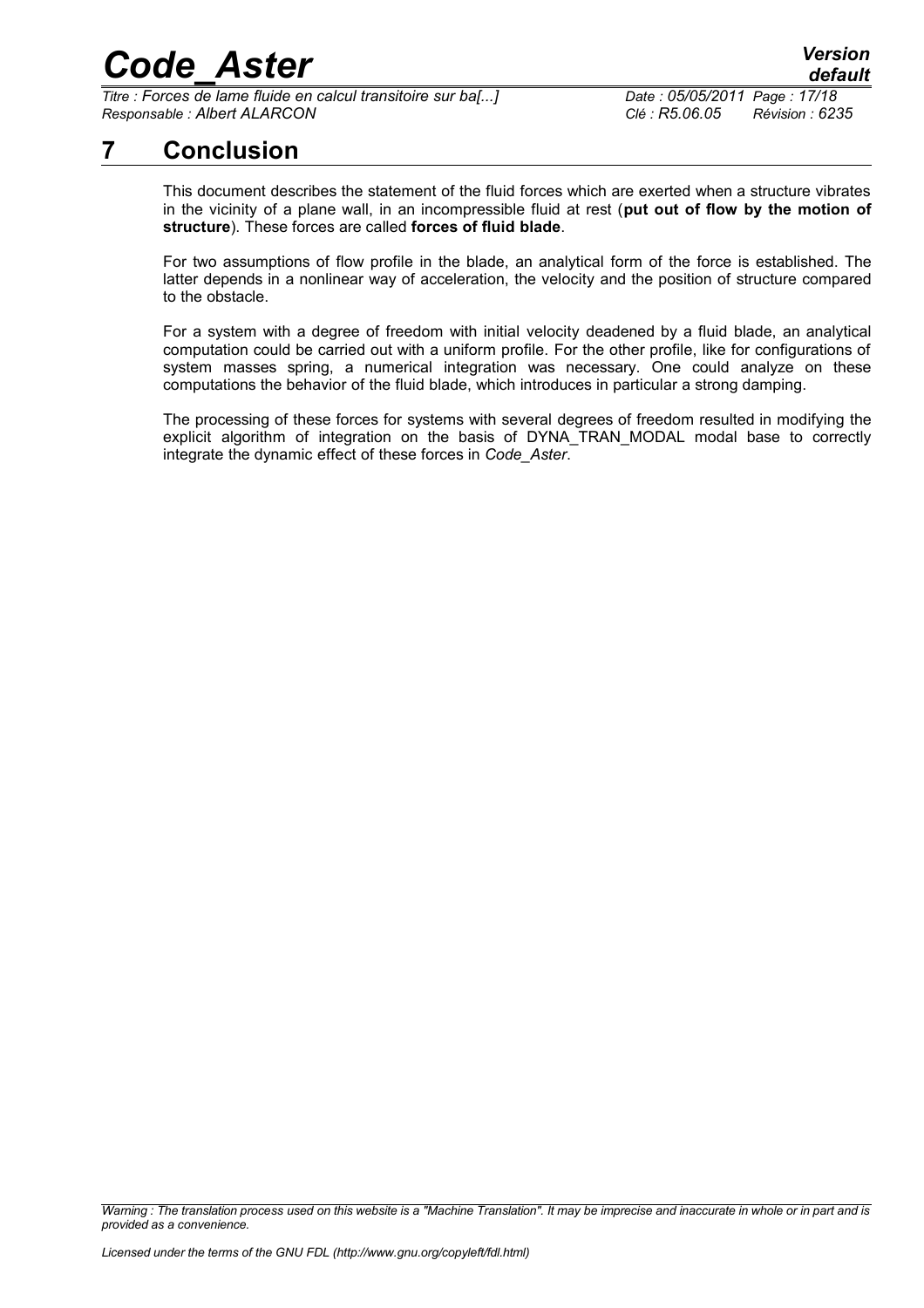# 7 Conclusion

This document describes the statement of the fluid forces which are exerted when a structure vibrates in the vicinity of a plane wall, in an incompressible fluid at rest (**put out of flow by the motion of structure**). These forces are called **forces of fluid blade**.

For two assumptions of flow profile in the blade, an analytical form of the force is established. The latter depends in a nonlinear way of acceleration, the velocity and the position of structure compared to the obstacle.

For a system with a degree of freedom with initial velocity deadened by a fluid blade, an analytical computation could be carried out with a uniform profile. For the other profile, like for configurations of system masses spring, a numerical integration was necessary. One could analyze on these computations the behavior of the fluid blade, which introduces in particular a strong damping.

The processing of these forces for systems with several degrees of freedom resulted in modifying the explicit algorithm of integration on the basis of DYNA_TRAN_MODAL modal base to correctly integrate the dynamic effect of these forces in *Code_Aster*.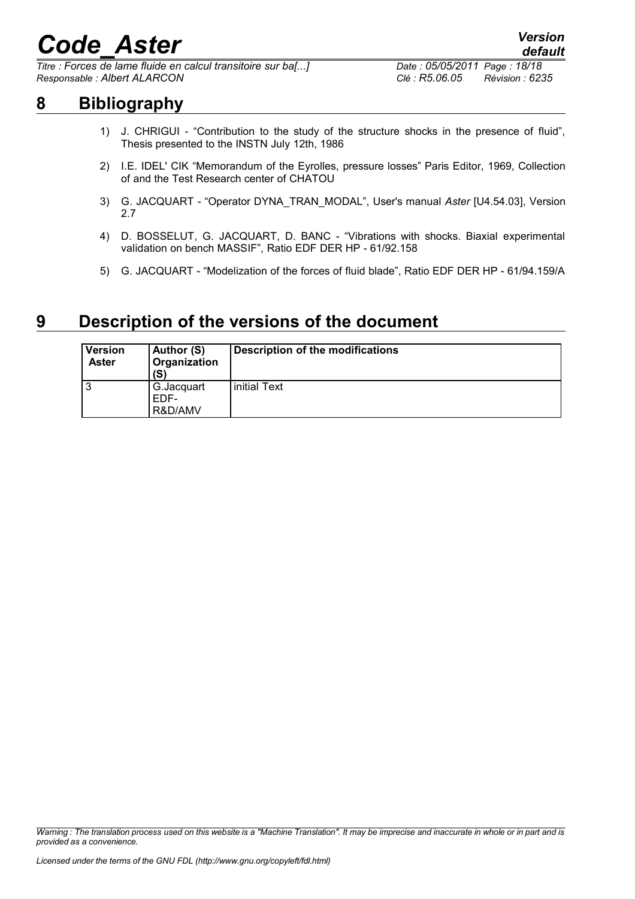# 8 Bibliography

1) J. CHRIGUI - "Contribution to the study of the structure shocks in the presence of fluid", Thesis presented to the INSTN July 12th, 1986

2) I.E. IDEL' CIK "Memorandum of the Eyrolles, pressure losses" Paris Editor, 1969, Collection of and the Test Research center of CHATOU

3) G. JACQUART - "Operator DYNA_TRAN_MODAL", User's manual *Aster* [U4.54.03], Version 2.7

4) D. BOSSELUT, G. JACQUART, D. BANC - "Vibrations with shocks. Biaxial experimental validation on bench MASSIF", Ratio EDF DER HP - 61/92.158

5) G. JACQUART - "Modelization of the forces of fluid blade", Ratio EDF DER HP - 61/94.159/A

# 9 Description of the versions of the document

| Version Aster | Author (S) Organization (S) | Description of the modifications |
|---|---|---|
| 3 | G.Jacquart EDF-R&D/AMV | initial Text |